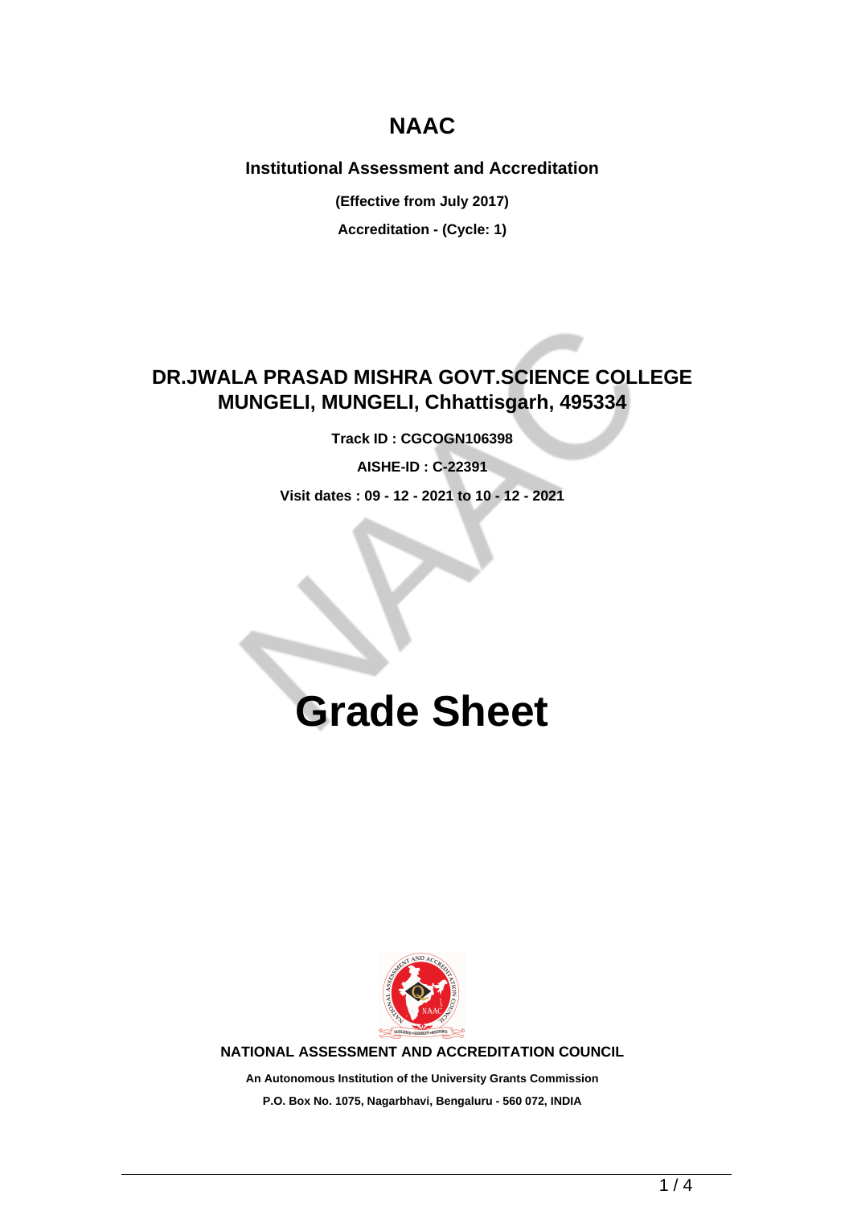# NAAC

**Institutional Assessment and Accreditation**

**(Effective from July 2017)**

**Accreditation - (Cycle: 1)**

## DR.JWALA PRASAD MISHRA GOVT.SCIENCE COLLEGE MUNGELI, MUNGELI, Chhattisgarh, 495334

**Track ID : CGCOGN106398**

**AISHE-ID : C-22391**

**Visit dates : 09 - 12 - 2021 to 10 - 12 - 2021**

# Grade Sheet

**NATIONAL ASSESSMENT AND ACCREDITATION COUNCIL**

**An Autonomous Institution of the University Grants Commission**

**P.O. Box No. 1075, Nagarbhavi, Bengaluru - 560 072, INDIA**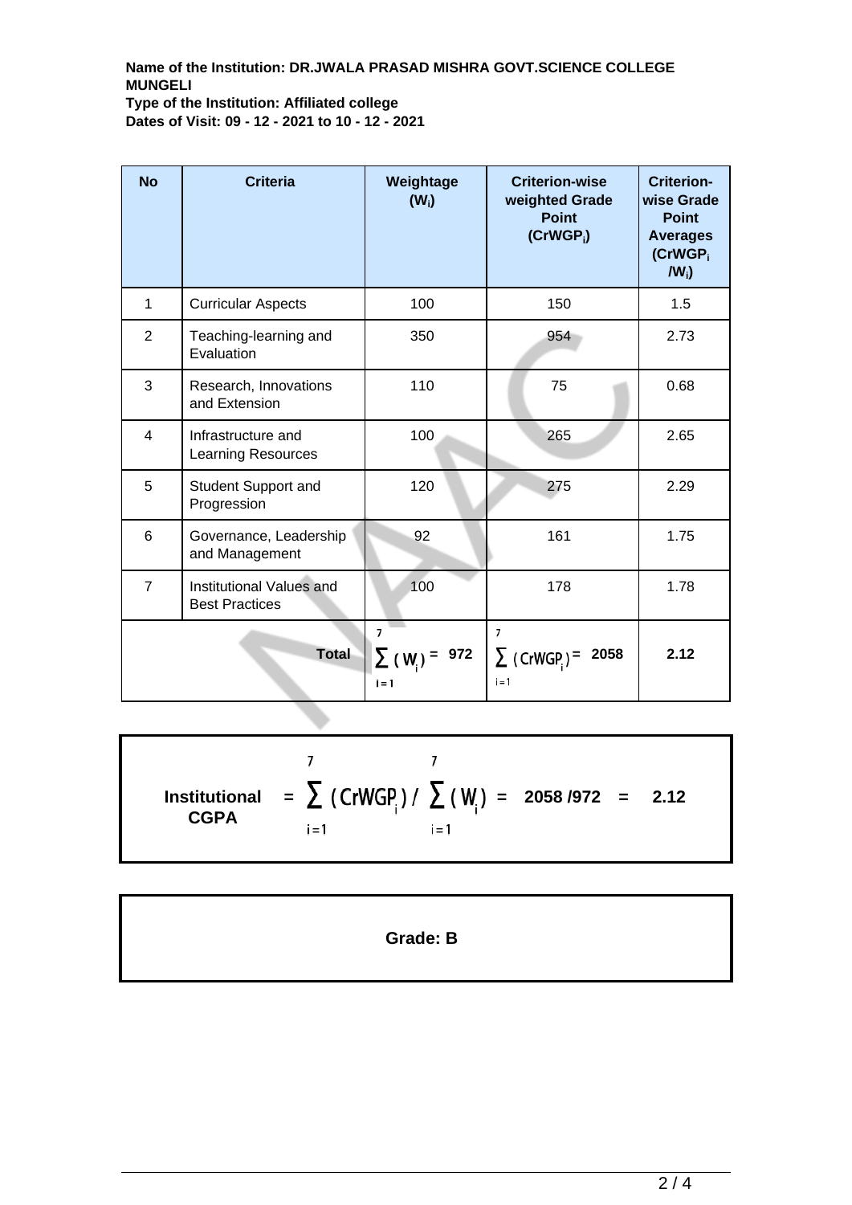**Name of the Institution: DR.JWALA PRASAD MISHRA GOVT.SCIENCE COLLEGE MUNGELI**
**Type of the Institution: Affiliated college**
**Dates of Visit: 09 - 12 - 2021 to 10 - 12 - 2021**

| No | Criteria | Weightage ($W_i$) | Criterion-wise weighted Grade Point ($CrWGP_i$) | Criterion-wise Grade Point Averages ($CrWGP_i / W_i$) |
|---|---|---|---|---|
| 1 | Curricular Aspects | 100 | 150 | 1.5 |
| 2 | Teaching-learning and Evaluation | 350 | 954 | 2.73 |
| 3 | Research, Innovations and Extension | 110 | 75 | 0.68 |
| 4 | Infrastructure and Learning Resources | 100 | 265 | 2.65 |
| 5 | Student Support and Progression | 120 | 275 | 2.29 |
| 6 | Governance, Leadership and Management | 92 | 161 | 1.75 |
| 7 | Institutional Values and Best Practices | 100 | 178 | 1.78 |
| | **Total** | $\sum_{i=1}^{7} (W_i) =$ **972** | $\sum_{i=1}^{7} (CrWGP_i) =$ **2058** | **2.12** |

**Institutional CGPA** $= \sum_{i=1}^{7} (CrWGP_i) / \sum_{i=1}^{7} (W_i) =$ **2058 /972 = 2.12**

**Grade: B**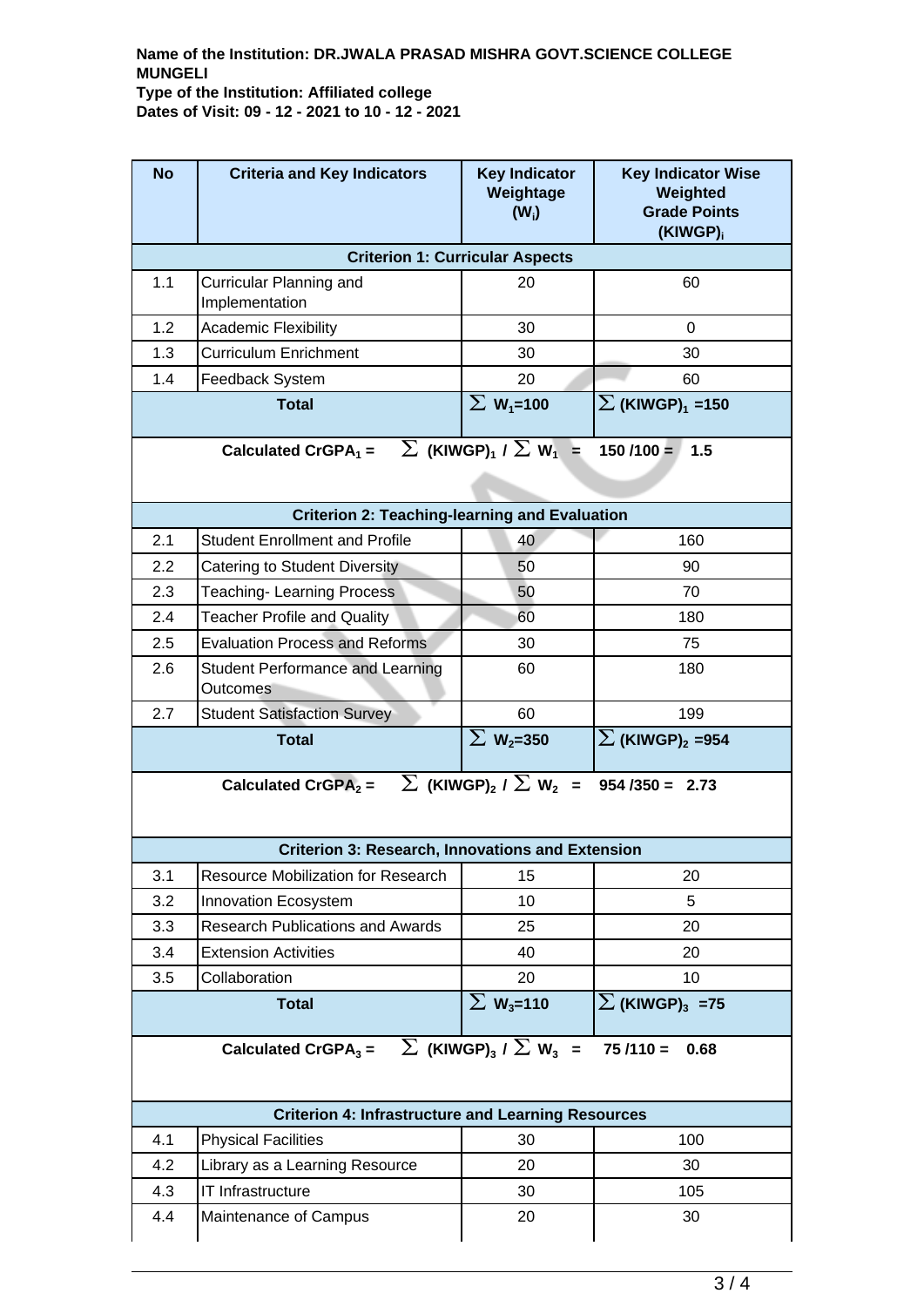**Name of the Institution: DR.JWALA PRASAD MISHRA GOVT.SCIENCE COLLEGE MUNGELI**
**Type of the Institution: Affiliated college**
**Dates of Visit: 09 - 12 - 2021 to 10 - 12 - 2021**

| No | Criteria and Key Indicators | Key Indicator Weightage ($W_i$) | Key Indicator Wise Weighted Grade Points $(KIWGP)_i$ |
|---|---|---|---|
| **Criterion 1: Curricular Aspects** | | | |
| 1.1 | Curricular Planning and Implementation | 20 | 60 |
| 1.2 | Academic Flexibility | 30 | 0 |
| 1.3 | Curriculum Enrichment | 30 | 30 |
| 1.4 | Feedback System | 20 | 60 |
| **Total** | | $\sum W_1$=100 | $\sum (KIWGP)_1$ =150 |
| **Calculated $CrGPA_1$ = $\sum (KIWGP)_1 / \sum W_1$ = 150 /100 = 1.5** | | | |
| **Criterion 2: Teaching-learning and Evaluation** | | | |
| 2.1 | Student Enrollment and Profile | 40 | 160 |
| 2.2 | Catering to Student Diversity | 50 | 90 |
| 2.3 | Teaching- Learning Process | 50 | 70 |
| 2.4 | Teacher Profile and Quality | 60 | 180 |
| 2.5 | Evaluation Process and Reforms | 30 | 75 |
| 2.6 | Student Performance and Learning Outcomes | 60 | 180 |
| 2.7 | Student Satisfaction Survey | 60 | 199 |
| **Total** | | $\sum W_2$=350 | $\sum (KIWGP)_2$ =954 |
| **Calculated $CrGPA_2$ = $\sum (KIWGP)_2 / \sum W_2$ = 954 /350 = 2.73** | | | |
| **Criterion 3: Research, Innovations and Extension** | | | |
| 3.1 | Resource Mobilization for Research | 15 | 20 |
| 3.2 | Innovation Ecosystem | 10 | 5 |
| 3.3 | Research Publications and Awards | 25 | 20 |
| 3.4 | Extension Activities | 40 | 20 |
| 3.5 | Collaboration | 20 | 10 |
| **Total** | | $\sum W_3$=110 | $\sum (KIWGP)_3$ =75 |
| **Calculated $CrGPA_3$ = $\sum (KIWGP)_3 / \sum W_3$ = 75 /110 = 0.68** | | | |
| **Criterion 4: Infrastructure and Learning Resources** | | | |
| 4.1 | Physical Facilities | 30 | 100 |
| 4.2 | Library as a Learning Resource | 20 | 30 |
| 4.3 | IT Infrastructure | 30 | 105 |
| 4.4 | Maintenance of Campus | 20 | 30 |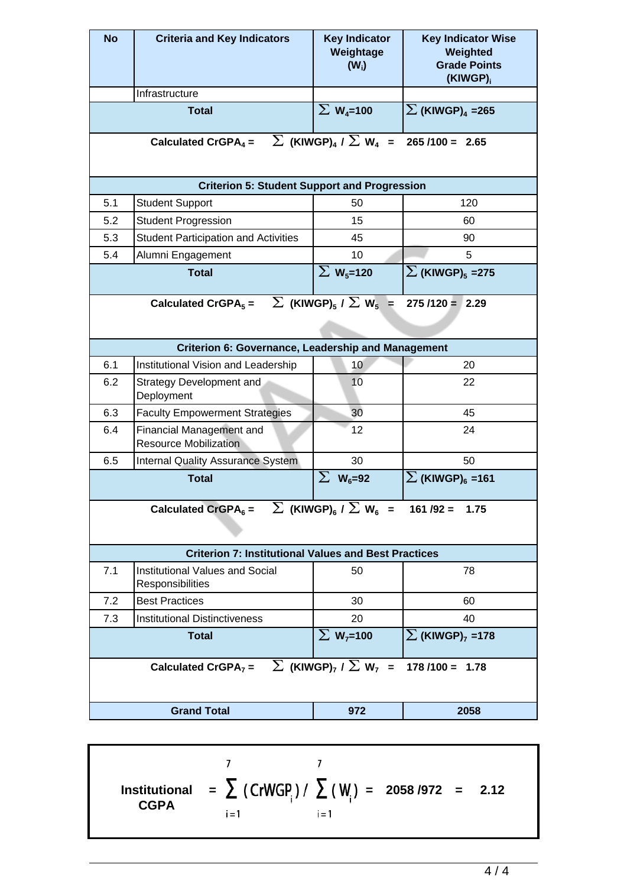| No | Criteria and Key Indicators | Key Indicator Weightage ($W_i$) | Key Indicator Wise Weighted Grade Points ($(KIWGP)_i$) |
|---|---|---|---|
| | Infrastructure | | |
| | **Total** | $\sum W_4=100$ | $\sum (KIWGP)_4 =265$ |
| | **Calculated $CrGPA_4$ =** $\sum (KIWGP)_4 / \sum W_4$ = 265 /100 = 2.65 | | |
| | **Criterion 5: Student Support and Progression** | | |
| 5.1 | Student Support | 50 | 120 |
| 5.2 | Student Progression | 15 | 60 |
| 5.3 | Student Participation and Activities | 45 | 90 |
| 5.4 | Alumni Engagement | 10 | 5 |
| | **Total** | $\sum W_5=120$ | $\sum (KIWGP)_5 =275$ |
| | **Calculated $CrGPA_5$ =** $\sum (KIWGP)_5 / \sum W_5$ = 275 /120 = 2.29 | | |
| | **Criterion 6: Governance, Leadership and Management** | | |
| 6.1 | Institutional Vision and Leadership | 10 | 20 |
| 6.2 | Strategy Development and Deployment | 10 | 22 |
| 6.3 | Faculty Empowerment Strategies | 30 | 45 |
| 6.4 | Financial Management and Resource Mobilization | 12 | 24 |
| 6.5 | Internal Quality Assurance System | 30 | 50 |
| | **Total** | $\sum W_6=92$ | $\sum (KIWGP)_6 =161$ |
| | **Calculated $CrGPA_6$ =** $\sum (KIWGP)_6 / \sum W_6$ = 161 /92 = 1.75 | | |
| | **Criterion 7: Institutional Values and Best Practices** | | |
| 7.1 | Institutional Values and Social Responsibilities | 50 | 78 |
| 7.2 | Best Practices | 30 | 60 |
| 7.3 | Institutional Distinctiveness | 20 | 40 |
| | **Total** | $\sum W_7=100$ | $\sum (KIWGP)_7 =178$ |
| | **Calculated $CrGPA_7$ =** $\sum (KIWGP)_7 / \sum W_7$ = 178 /100 = 1.78 | | |
| | **Grand Total** | **972** | **2058** |

**Institutional CGPA** $= \sum_{i=1}^{7} (CrWGP_i) / \sum_{i=1}^{7} (W_i)$ = **2058 /972 = 2.12**